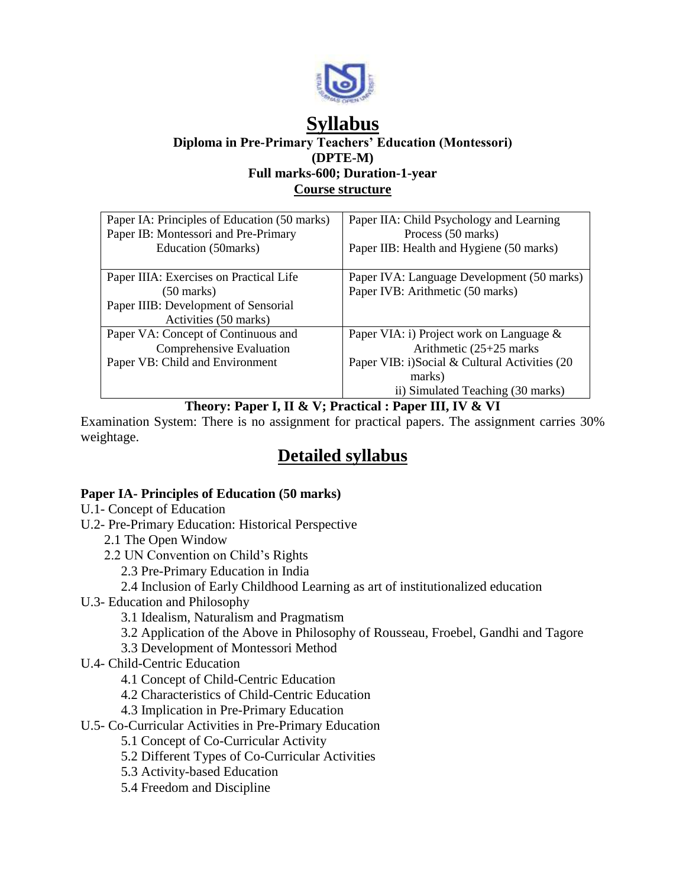# Syllabus

**Diploma in Pre-Primary Teachers' Education (Montessori)**
**(DPTE-M)**
**Full marks-600; Duration-1-year**
**Course structure**

| | |
|---|---|
| Paper IA: Principles of Education (50 marks)<br>Paper IB: Montessori and Pre-Primary Education (50marks) | Paper IIA: Child Psychology and Learning Process (50 marks)<br>Paper IIB: Health and Hygiene (50 marks) |
| Paper IIIA: Exercises on Practical Life (50 marks)<br>Paper IIIB: Development of Sensorial Activities (50 marks) | Paper IVA: Language Development (50 marks)<br>Paper IVB: Arithmetic (50 marks) |
| Paper VA: Concept of Continuous and Comprehensive Evaluation<br>Paper VB: Child and Environment | Paper VIA: i) Project work on Language & Arithmetic (25+25 marks<br>Paper VIB: i)Social & Cultural Activities (20 marks)<br>ii) Simulated Teaching (30 marks) |

**Theory: Paper I, II & V; Practical : Paper III, IV & VI**

Examination System: There is no assignment for practical papers. The assignment carries 30% weightage.

## Detailed syllabus

**Paper IA- Principles of Education (50 marks)**

- U.1- Concept of Education
- U.2- Pre-Primary Education: Historical Perspective
  - 2.1 The Open Window
  - 2.2 UN Convention on Child's Rights
  - 2.3 Pre-Primary Education in India
  - 2.4 Inclusion of Early Childhood Learning as art of institutionalized education
- U.3- Education and Philosophy
  - 3.1 Idealism, Naturalism and Pragmatism
  - 3.2 Application of the Above in Philosophy of Rousseau, Froebel, Gandhi and Tagore
  - 3.3 Development of Montessori Method
- U.4- Child-Centric Education
  - 4.1 Concept of Child-Centric Education
  - 4.2 Characteristics of Child-Centric Education
  - 4.3 Implication in Pre-Primary Education
- U.5- Co-Curricular Activities in Pre-Primary Education
  - 5.1 Concept of Co-Curricular Activity
  - 5.2 Different Types of Co-Curricular Activities
  - 5.3 Activity-based Education
  - 5.4 Freedom and Discipline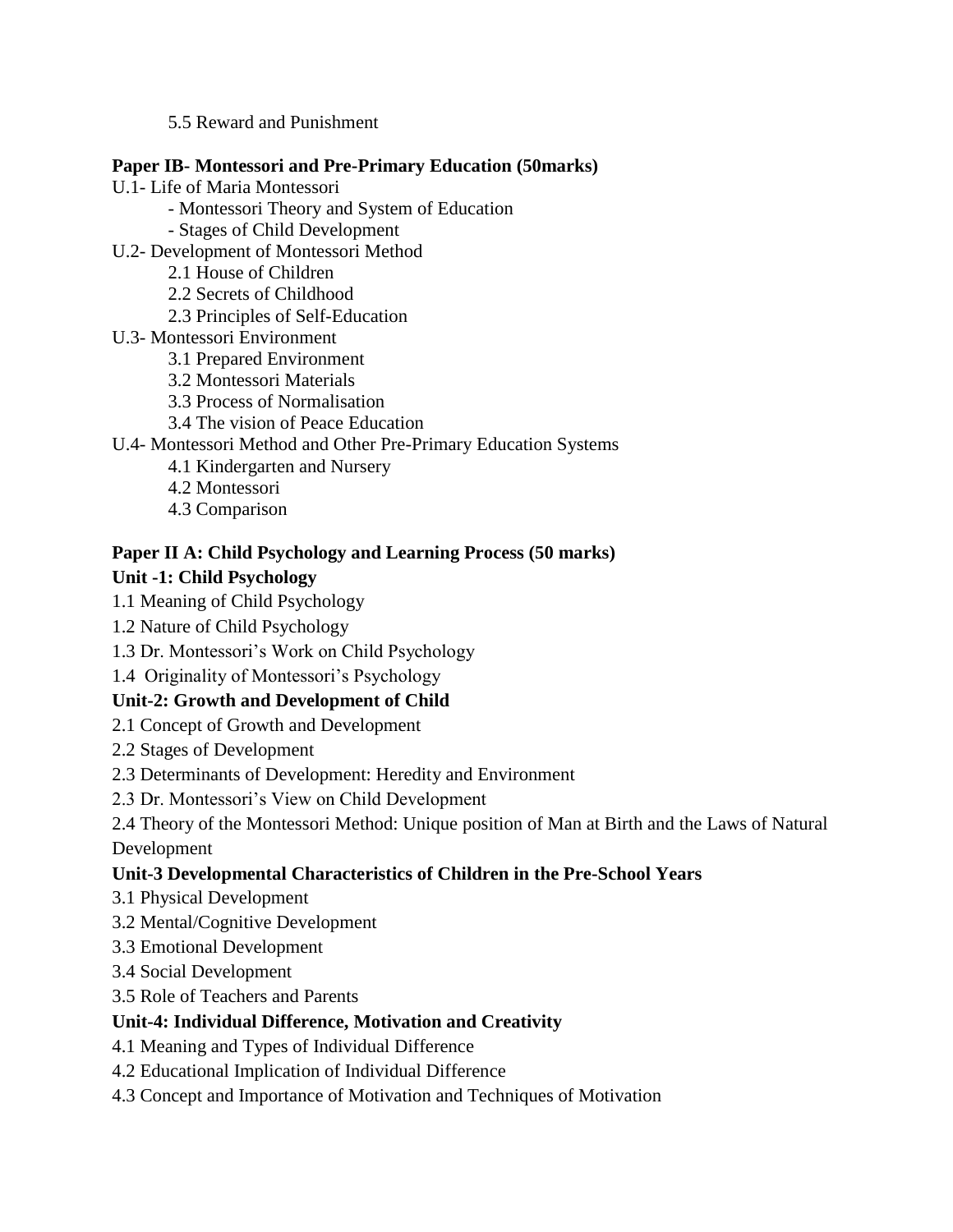5.5 Reward and Punishment

**Paper IB- Montessori and Pre-Primary Education (50marks)**

U.1- Life of Maria Montessori

- Montessori Theory and System of Education
- Stages of Child Development

U.2- Development of Montessori Method

2.1 House of Children

2.2 Secrets of Childhood

2.3 Principles of Self-Education

U.3- Montessori Environment

3.1 Prepared Environment

3.2 Montessori Materials

3.3 Process of Normalisation

3.4 The vision of Peace Education

U.4- Montessori Method and Other Pre-Primary Education Systems

4.1 Kindergarten and Nursery

4.2 Montessori

4.3 Comparison

**Paper II A: Child Psychology and Learning Process (50 marks)**

**Unit -1: Child Psychology**

1.1 Meaning of Child Psychology

1.2 Nature of Child Psychology

1.3 Dr. Montessori's Work on Child Psychology

1.4 Originality of Montessori's Psychology

**Unit-2: Growth and Development of Child**

2.1 Concept of Growth and Development

2.2 Stages of Development

2.3 Determinants of Development: Heredity and Environment

2.3 Dr. Montessori's View on Child Development

2.4 Theory of the Montessori Method: Unique position of Man at Birth and the Laws of Natural Development

**Unit-3 Developmental Characteristics of Children in the Pre-School Years**

3.1 Physical Development

3.2 Mental/Cognitive Development

3.3 Emotional Development

3.4 Social Development

3.5 Role of Teachers and Parents

**Unit-4: Individual Difference, Motivation and Creativity**

4.1 Meaning and Types of Individual Difference

4.2 Educational Implication of Individual Difference

4.3 Concept and Importance of Motivation and Techniques of Motivation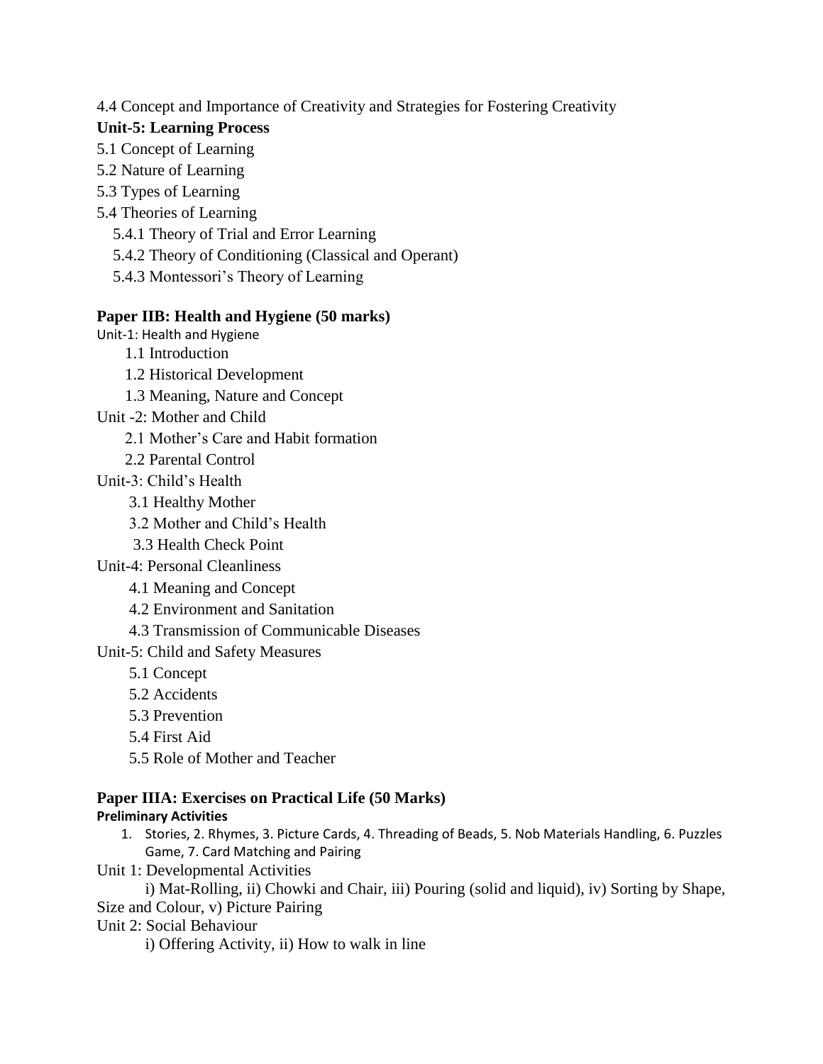4.4 Concept and Importance of Creativity and Strategies for Fostering Creativity

**Unit-5: Learning Process**

5.1 Concept of Learning

5.2 Nature of Learning

5.3 Types of Learning

5.4 Theories of Learning

- 5.4.1 Theory of Trial and Error Learning
- 5.4.2 Theory of Conditioning (Classical and Operant)
- 5.4.3 Montessori's Theory of Learning

**Paper IIB: Health and Hygiene (50 marks)**

Unit-1: Health and Hygiene

- 1.1 Introduction
- 1.2 Historical Development
- 1.3 Meaning, Nature and Concept

Unit -2: Mother and Child

- 2.1 Mother's Care and Habit formation
- 2.2 Parental Control

Unit-3: Child's Health

- 3.1 Healthy Mother
- 3.2 Mother and Child's Health
- 3.3 Health Check Point

Unit-4: Personal Cleanliness

- 4.1 Meaning and Concept
- 4.2 Environment and Sanitation
- 4.3 Transmission of Communicable Diseases

Unit-5: Child and Safety Measures

- 5.1 Concept
- 5.2 Accidents
- 5.3 Prevention
- 5.4 First Aid
- 5.5 Role of Mother and Teacher

**Paper IIIA: Exercises on Practical Life (50 Marks)**

**Preliminary Activities**

1. Stories, 2. Rhymes, 3. Picture Cards, 4. Threading of Beads, 5. Nob Materials Handling, 6. Puzzles Game, 7. Card Matching and Pairing

Unit 1: Developmental Activities

i) Mat-Rolling, ii) Chowki and Chair, iii) Pouring (solid and liquid), iv) Sorting by Shape, Size and Colour, v) Picture Pairing

Unit 2: Social Behaviour

i) Offering Activity, ii) How to walk in line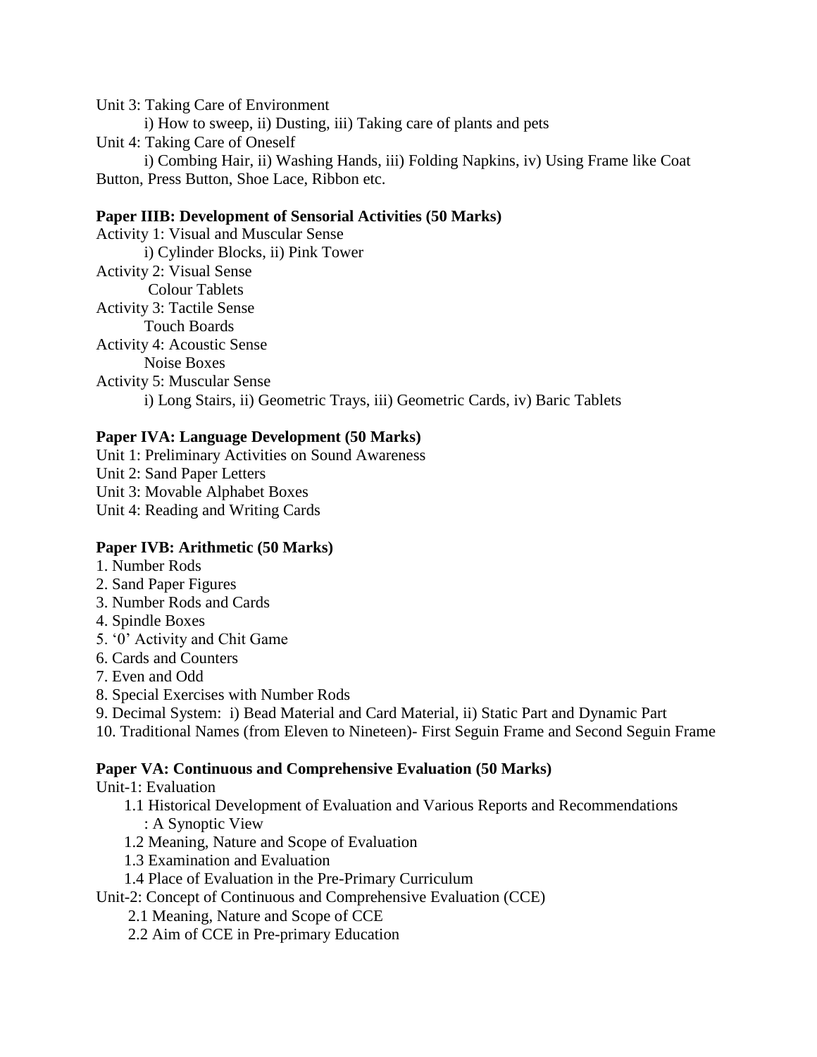Unit 3: Taking Care of Environment

i) How to sweep, ii) Dusting, iii) Taking care of plants and pets

Unit 4: Taking Care of Oneself

i) Combing Hair, ii) Washing Hands, iii) Folding Napkins, iv) Using Frame like Coat Button, Press Button, Shoe Lace, Ribbon etc.

**Paper IIIB: Development of Sensorial Activities (50 Marks)**

Activity 1: Visual and Muscular Sense

i) Cylinder Blocks, ii) Pink Tower

Activity 2: Visual Sense

Colour Tablets

Activity 3: Tactile Sense

Touch Boards

Activity 4: Acoustic Sense

Noise Boxes

Activity 5: Muscular Sense

i) Long Stairs, ii) Geometric Trays, iii) Geometric Cards, iv) Baric Tablets

**Paper IVA: Language Development (50 Marks)**

Unit 1: Preliminary Activities on Sound Awareness

Unit 2: Sand Paper Letters

Unit 3: Movable Alphabet Boxes

Unit 4: Reading and Writing Cards

**Paper IVB: Arithmetic (50 Marks)**

1. Number Rods
2. Sand Paper Figures
3. Number Rods and Cards
4. Spindle Boxes
5. '0' Activity and Chit Game
6. Cards and Counters
7. Even and Odd
8. Special Exercises with Number Rods
9. Decimal System: i) Bead Material and Card Material, ii) Static Part and Dynamic Part
10. Traditional Names (from Eleven to Nineteen)- First Seguin Frame and Second Seguin Frame

**Paper VA: Continuous and Comprehensive Evaluation (50 Marks)**

Unit-1: Evaluation

1.1 Historical Development of Evaluation and Various Reports and Recommendations : A Synoptic View

1.2 Meaning, Nature and Scope of Evaluation

1.3 Examination and Evaluation

1.4 Place of Evaluation in the Pre-Primary Curriculum

Unit-2: Concept of Continuous and Comprehensive Evaluation (CCE)

2.1 Meaning, Nature and Scope of CCE

2.2 Aim of CCE in Pre-primary Education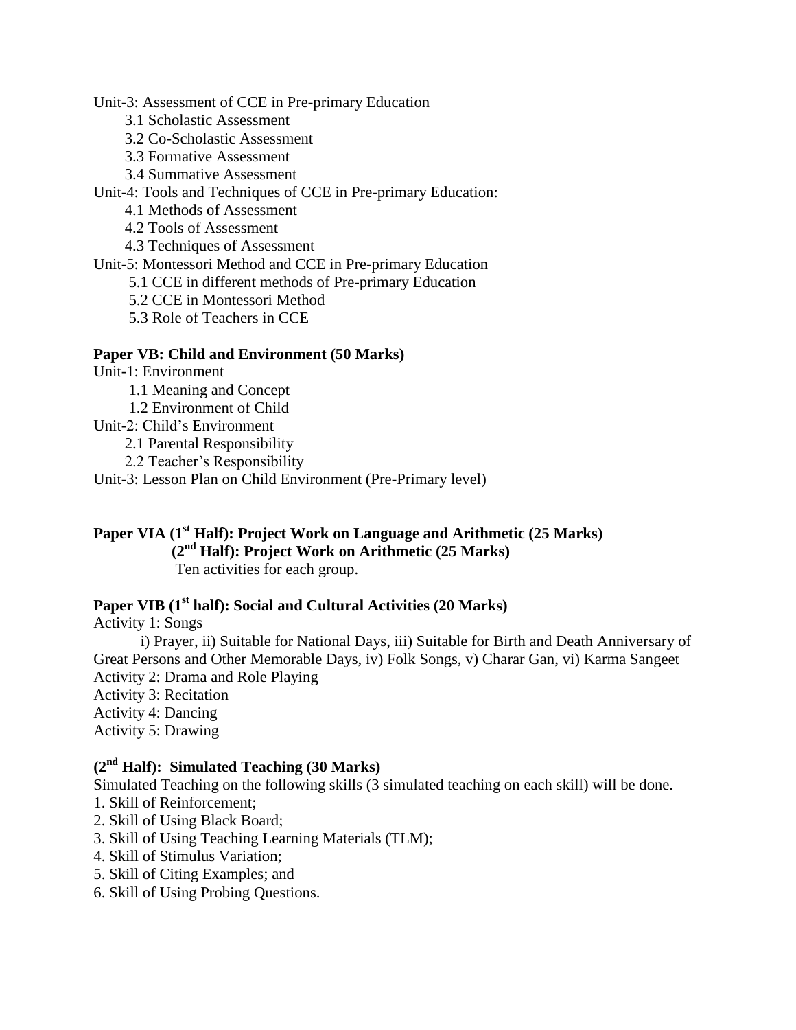Unit-3: Assessment of CCE in Pre-primary Education

- 3.1 Scholastic Assessment
- 3.2 Co-Scholastic Assessment
- 3.3 Formative Assessment
- 3.4 Summative Assessment

Unit-4: Tools and Techniques of CCE in Pre-primary Education:

- 4.1 Methods of Assessment
- 4.2 Tools of Assessment
- 4.3 Techniques of Assessment

Unit-5: Montessori Method and CCE in Pre-primary Education

- 5.1 CCE in different methods of Pre-primary Education
- 5.2 CCE in Montessori Method
- 5.3 Role of Teachers in CCE

**Paper VB: Child and Environment (50 Marks)**

Unit-1: Environment

- 1.1 Meaning and Concept
- 1.2 Environment of Child

Unit-2: Child's Environment

- 2.1 Parental Responsibility
- 2.2 Teacher's Responsibility

Unit-3: Lesson Plan on Child Environment (Pre-Primary level)

**Paper VIA (1st Half): Project Work on Language and Arithmetic (25 Marks)**
**(2nd Half): Project Work on Arithmetic (25 Marks)**

Ten activities for each group.

**Paper VIB (1st half): Social and Cultural Activities (20 Marks)**

Activity 1: Songs

i) Prayer, ii) Suitable for National Days, iii) Suitable for Birth and Death Anniversary of Great Persons and Other Memorable Days, iv) Folk Songs, v) Charar Gan, vi) Karma Sangeet

Activity 2: Drama and Role Playing

Activity 3: Recitation

Activity 4: Dancing

Activity 5: Drawing

**(2nd Half): Simulated Teaching (30 Marks)**

Simulated Teaching on the following skills (3 simulated teaching on each skill) will be done.

1. Skill of Reinforcement;
2. Skill of Using Black Board;
3. Skill of Using Teaching Learning Materials (TLM);
4. Skill of Stimulus Variation;
5. Skill of Citing Examples; and
6. Skill of Using Probing Questions.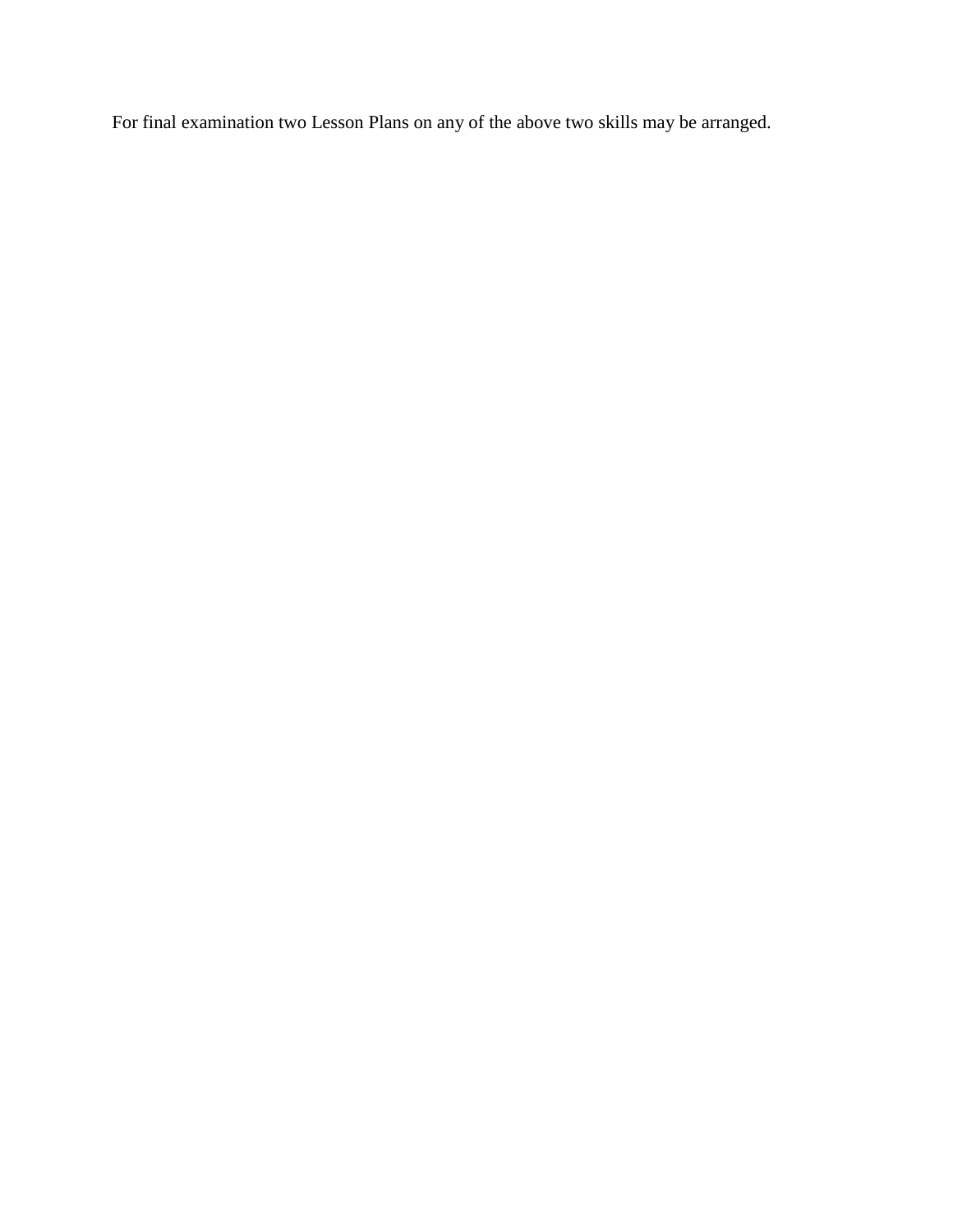For final examination two Lesson Plans on any of the above two skills may be arranged.